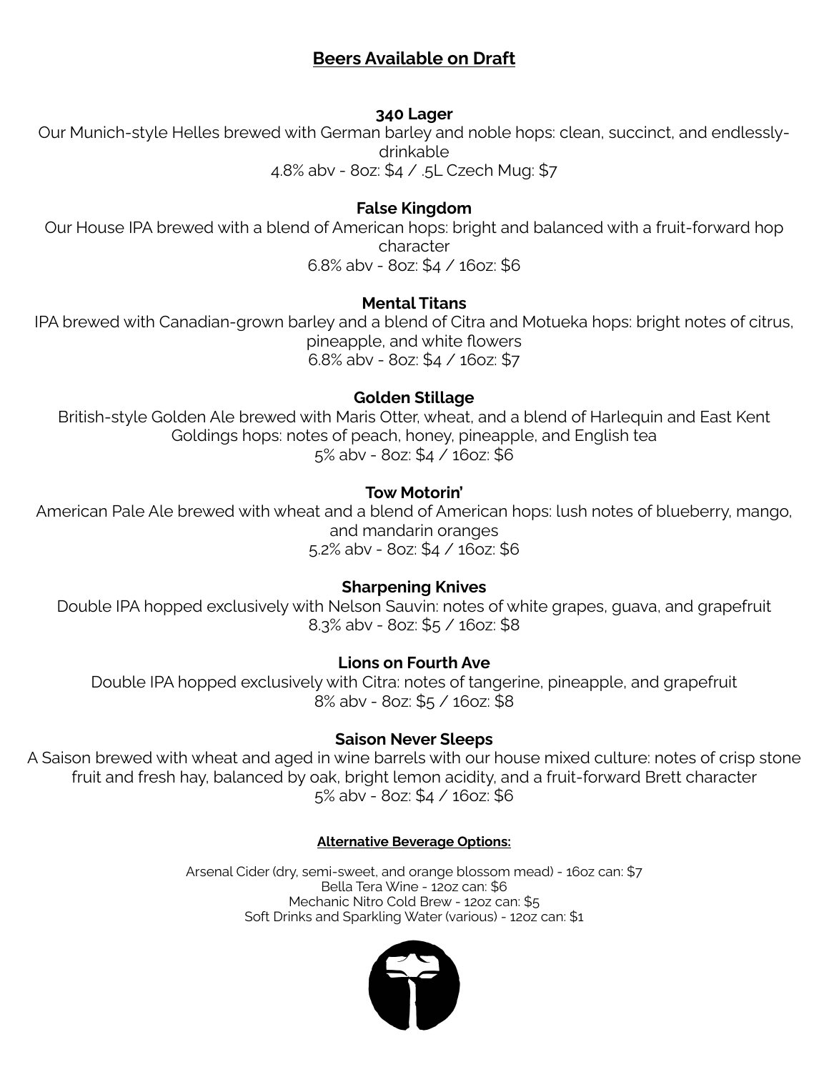# Beers Available on Draft

### 340 Lager

Our Munich-style Helles brewed with German barley and noble hops: clean, succinct, and endlessly-drinkable

4.8% abv - 8oz: $4 / .5L Czech Mug: $7

### False Kingdom

Our House IPA brewed with a blend of American hops: bright and balanced with a fruit-forward hop character

6.8% abv - 8oz: $4 / 16oz: $6

### Mental Titans

IPA brewed with Canadian-grown barley and a blend of Citra and Motueka hops: bright notes of citrus, pineapple, and white flowers

6.8% abv - 8oz: $4 / 16oz: $7

### Golden Stillage

British-style Golden Ale brewed with Maris Otter, wheat, and a blend of Harlequin and East Kent Goldings hops: notes of peach, honey, pineapple, and English tea

5% abv - 8oz: $4 / 16oz: $6

### Tow Motorin'

American Pale Ale brewed with wheat and a blend of American hops: lush notes of blueberry, mango, and mandarin oranges

5.2% abv - 8oz: $4 / 16oz: $6

### Sharpening Knives

Double IPA hopped exclusively with Nelson Sauvin: notes of white grapes, guava, and grapefruit

8.3% abv - 8oz: $5 / 16oz: $8

### Lions on Fourth Ave

Double IPA hopped exclusively with Citra: notes of tangerine, pineapple, and grapefruit

8% abv - 8oz: $5 / 16oz: $8

### Saison Never Sleeps

A Saison brewed with wheat and aged in wine barrels with our house mixed culture: notes of crisp stone fruit and fresh hay, balanced by oak, bright lemon acidity, and a fruit-forward Brett character

5% abv - 8oz: $4 / 16oz: $6

#### Alternative Beverage Options:

Arsenal Cider (dry, semi-sweet, and orange blossom mead) - 16oz can: $7
Bella Tera Wine - 12oz can: $6
Mechanic Nitro Cold Brew - 12oz can: $5
Soft Drinks and Sparkling Water (various) - 12oz can: $1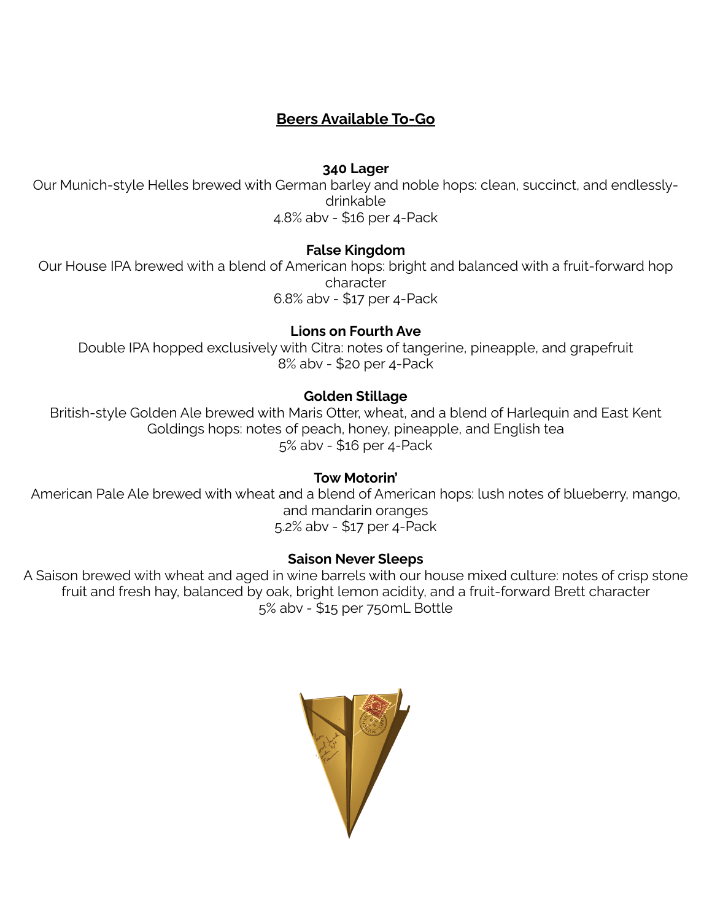## Beers Available To-Go

**340 Lager**
Our Munich-style Helles brewed with German barley and noble hops: clean, succinct, and endlessly-drinkable
4.8% abv - $16 per 4-Pack

**False Kingdom**
Our House IPA brewed with a blend of American hops: bright and balanced with a fruit-forward hop character
6.8% abv - $17 per 4-Pack

**Lions on Fourth Ave**
Double IPA hopped exclusively with Citra: notes of tangerine, pineapple, and grapefruit
8% abv - $20 per 4-Pack

**Golden Stillage**
British-style Golden Ale brewed with Maris Otter, wheat, and a blend of Harlequin and East Kent Goldings hops: notes of peach, honey, pineapple, and English tea
5% abv - $16 per 4-Pack

**Tow Motorin'**
American Pale Ale brewed with wheat and a blend of American hops: lush notes of blueberry, mango, and mandarin oranges
5.2% abv - $17 per 4-Pack

**Saison Never Sleeps**
A Saison brewed with wheat and aged in wine barrels with our house mixed culture: notes of crisp stone fruit and fresh hay, balanced by oak, bright lemon acidity, and a fruit-forward Brett character
5% abv - $15 per 750mL Bottle